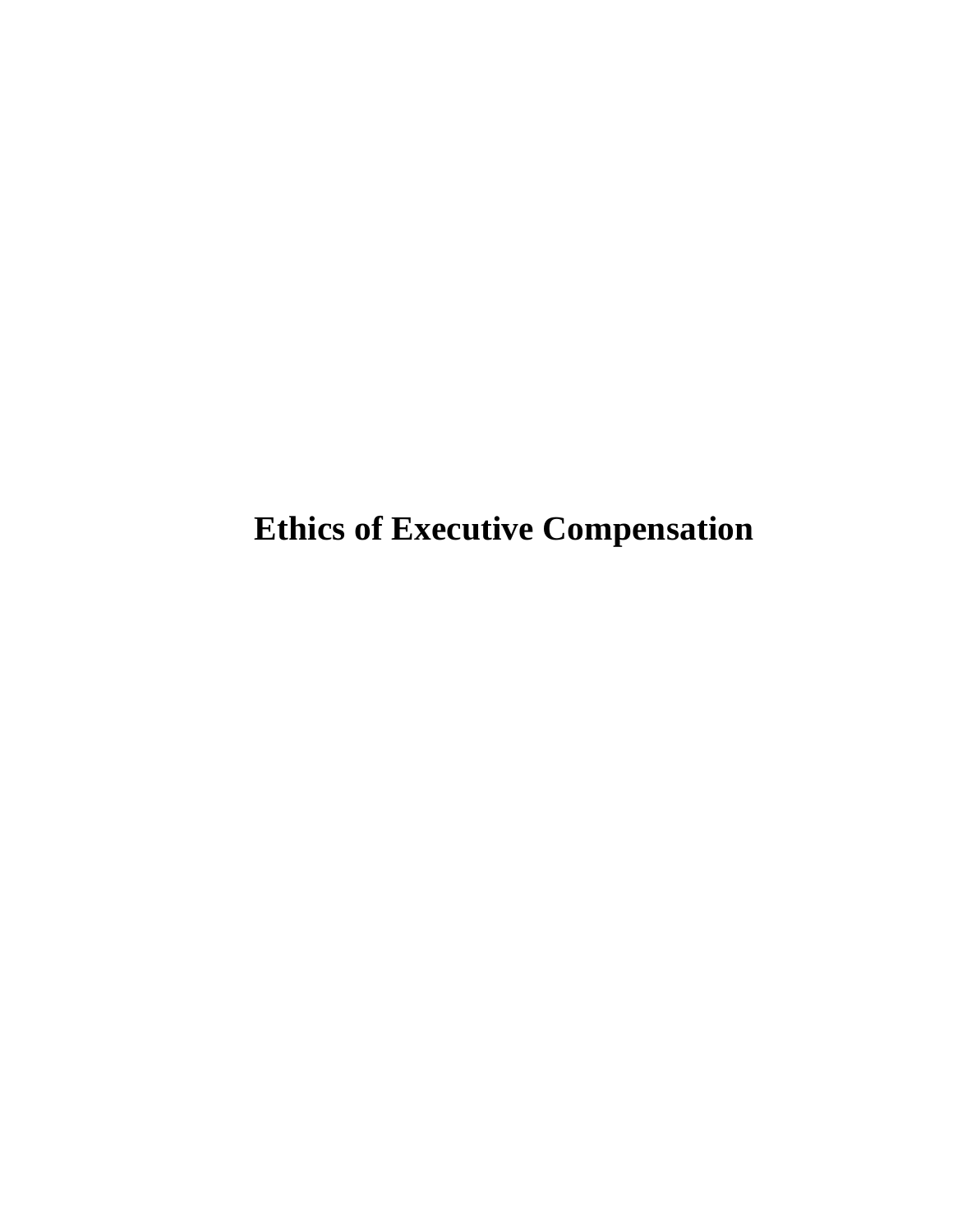# Ethics of Executive Compensation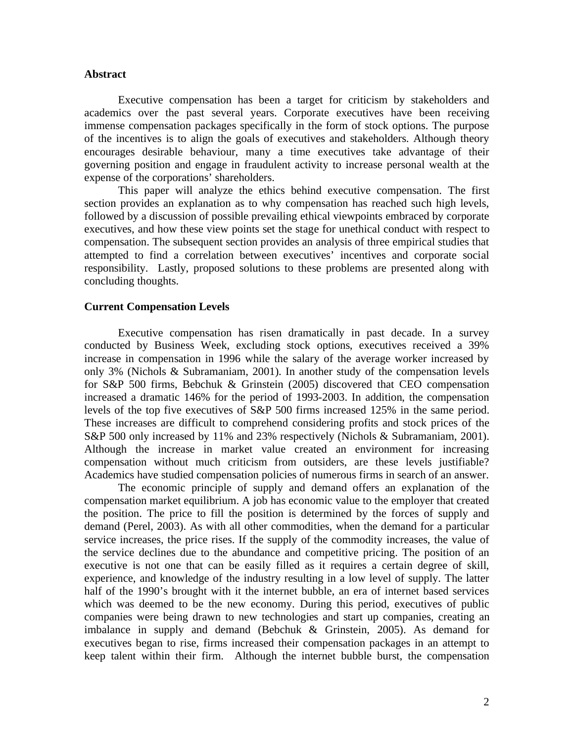## Abstract

Executive compensation has been a target for criticism by stakeholders and academics over the past several years. Corporate executives have been receiving immense compensation packages specifically in the form of stock options. The purpose of the incentives is to align the goals of executives and stakeholders. Although theory encourages desirable behaviour, many a time executives take advantage of their governing position and engage in fraudulent activity to increase personal wealth at the expense of the corporations' shareholders.

This paper will analyze the ethics behind executive compensation. The first section provides an explanation as to why compensation has reached such high levels, followed by a discussion of possible prevailing ethical viewpoints embraced by corporate executives, and how these view points set the stage for unethical conduct with respect to compensation. The subsequent section provides an analysis of three empirical studies that attempted to find a correlation between executives' incentives and corporate social responsibility. Lastly, proposed solutions to these problems are presented along with concluding thoughts.

## Current Compensation Levels

Executive compensation has risen dramatically in past decade. In a survey conducted by Business Week, excluding stock options, executives received a 39% increase in compensation in 1996 while the salary of the average worker increased by only 3% (Nichols & Subramaniam, 2001). In another study of the compensation levels for S&P 500 firms, Bebchuk & Grinstein (2005) discovered that CEO compensation increased a dramatic 146% for the period of 1993-2003. In addition, the compensation levels of the top five executives of S&P 500 firms increased 125% in the same period. These increases are difficult to comprehend considering profits and stock prices of the S&P 500 only increased by 11% and 23% respectively (Nichols & Subramaniam, 2001). Although the increase in market value created an environment for increasing compensation without much criticism from outsiders, are these levels justifiable? Academics have studied compensation policies of numerous firms in search of an answer.

The economic principle of supply and demand offers an explanation of the compensation market equilibrium. A job has economic value to the employer that created the position. The price to fill the position is determined by the forces of supply and demand (Perel, 2003). As with all other commodities, when the demand for a particular service increases, the price rises. If the supply of the commodity increases, the value of the service declines due to the abundance and competitive pricing. The position of an executive is not one that can be easily filled as it requires a certain degree of skill, experience, and knowledge of the industry resulting in a low level of supply. The latter half of the 1990's brought with it the internet bubble, an era of internet based services which was deemed to be the new economy. During this period, executives of public companies were being drawn to new technologies and start up companies, creating an imbalance in supply and demand (Bebchuk & Grinstein, 2005). As demand for executives began to rise, firms increased their compensation packages in an attempt to keep talent within their firm. Although the internet bubble burst, the compensation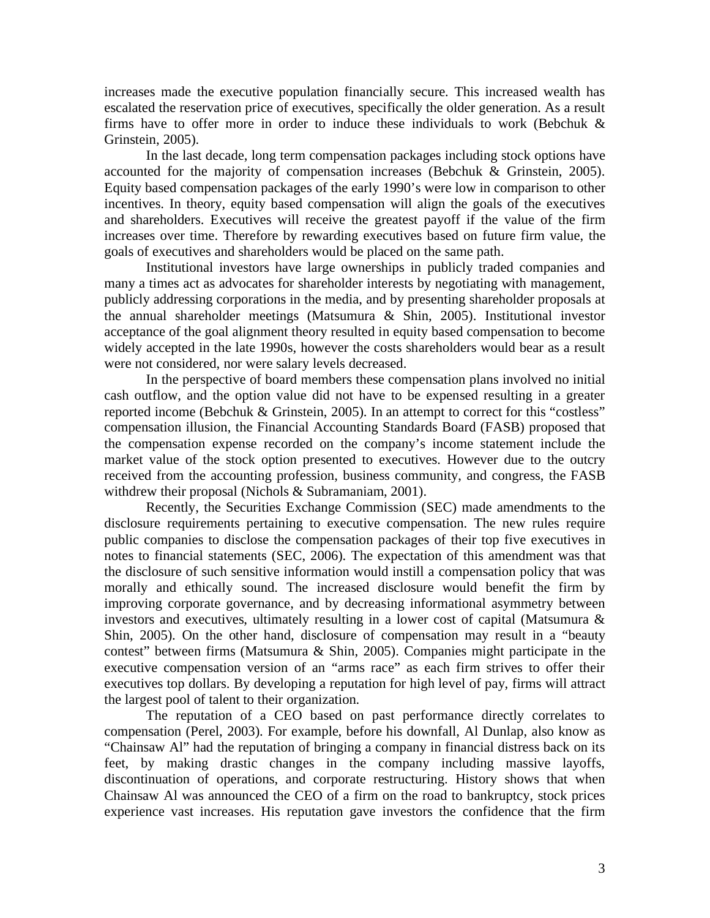increases made the executive population financially secure. This increased wealth has escalated the reservation price of executives, specifically the older generation. As a result firms have to offer more in order to induce these individuals to work (Bebchuk & Grinstein, 2005).

In the last decade, long term compensation packages including stock options have accounted for the majority of compensation increases (Bebchuk & Grinstein, 2005). Equity based compensation packages of the early 1990's were low in comparison to other incentives. In theory, equity based compensation will align the goals of the executives and shareholders. Executives will receive the greatest payoff if the value of the firm increases over time. Therefore by rewarding executives based on future firm value, the goals of executives and shareholders would be placed on the same path.

Institutional investors have large ownerships in publicly traded companies and many a times act as advocates for shareholder interests by negotiating with management, publicly addressing corporations in the media, and by presenting shareholder proposals at the annual shareholder meetings (Matsumura & Shin, 2005). Institutional investor acceptance of the goal alignment theory resulted in equity based compensation to become widely accepted in the late 1990s, however the costs shareholders would bear as a result were not considered, nor were salary levels decreased.

In the perspective of board members these compensation plans involved no initial cash outflow, and the option value did not have to be expensed resulting in a greater reported income (Bebchuk & Grinstein, 2005). In an attempt to correct for this "costless" compensation illusion, the Financial Accounting Standards Board (FASB) proposed that the compensation expense recorded on the company's income statement include the market value of the stock option presented to executives. However due to the outcry received from the accounting profession, business community, and congress, the FASB withdrew their proposal (Nichols & Subramaniam, 2001).

Recently, the Securities Exchange Commission (SEC) made amendments to the disclosure requirements pertaining to executive compensation. The new rules require public companies to disclose the compensation packages of their top five executives in notes to financial statements (SEC, 2006). The expectation of this amendment was that the disclosure of such sensitive information would instill a compensation policy that was morally and ethically sound. The increased disclosure would benefit the firm by improving corporate governance, and by decreasing informational asymmetry between investors and executives, ultimately resulting in a lower cost of capital (Matsumura & Shin, 2005). On the other hand, disclosure of compensation may result in a "beauty contest" between firms (Matsumura & Shin, 2005). Companies might participate in the executive compensation version of an "arms race" as each firm strives to offer their executives top dollars. By developing a reputation for high level of pay, firms will attract the largest pool of talent to their organization.

The reputation of a CEO based on past performance directly correlates to compensation (Perel, 2003). For example, before his downfall, Al Dunlap, also know as "Chainsaw Al" had the reputation of bringing a company in financial distress back on its feet, by making drastic changes in the company including massive layoffs, discontinuation of operations, and corporate restructuring. History shows that when Chainsaw Al was announced the CEO of a firm on the road to bankruptcy, stock prices experience vast increases. His reputation gave investors the confidence that the firm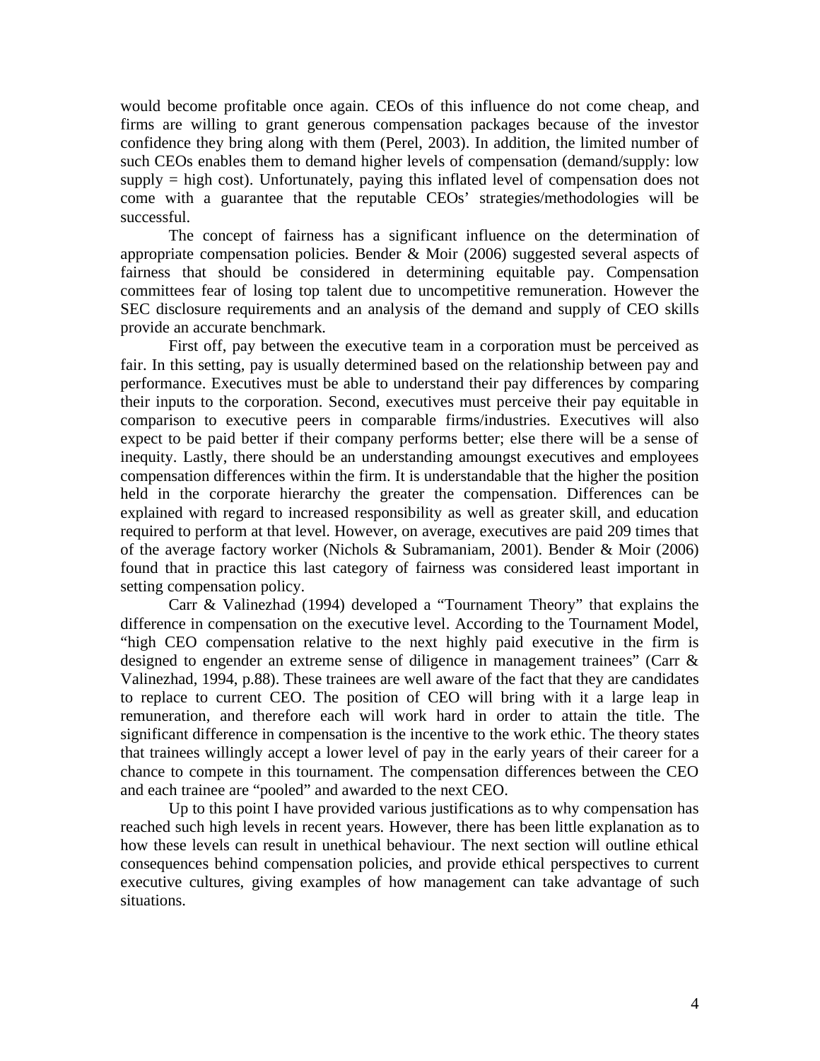would become profitable once again. CEOs of this influence do not come cheap, and firms are willing to grant generous compensation packages because of the investor confidence they bring along with them (Perel, 2003). In addition, the limited number of such CEOs enables them to demand higher levels of compensation (demand/supply: low supply = high cost). Unfortunately, paying this inflated level of compensation does not come with a guarantee that the reputable CEOs' strategies/methodologies will be successful.

The concept of fairness has a significant influence on the determination of appropriate compensation policies. Bender & Moir (2006) suggested several aspects of fairness that should be considered in determining equitable pay. Compensation committees fear of losing top talent due to uncompetitive remuneration. However the SEC disclosure requirements and an analysis of the demand and supply of CEO skills provide an accurate benchmark.

First off, pay between the executive team in a corporation must be perceived as fair. In this setting, pay is usually determined based on the relationship between pay and performance. Executives must be able to understand their pay differences by comparing their inputs to the corporation. Second, executives must perceive their pay equitable in comparison to executive peers in comparable firms/industries. Executives will also expect to be paid better if their company performs better; else there will be a sense of inequity. Lastly, there should be an understanding amoungst executives and employees compensation differences within the firm. It is understandable that the higher the position held in the corporate hierarchy the greater the compensation. Differences can be explained with regard to increased responsibility as well as greater skill, and education required to perform at that level. However, on average, executives are paid 209 times that of the average factory worker (Nichols & Subramaniam, 2001). Bender & Moir (2006) found that in practice this last category of fairness was considered least important in setting compensation policy.

Carr & Valinezhad (1994) developed a "Tournament Theory" that explains the difference in compensation on the executive level. According to the Tournament Model, "high CEO compensation relative to the next highly paid executive in the firm is designed to engender an extreme sense of diligence in management trainees" (Carr & Valinezhad, 1994, p.88). These trainees are well aware of the fact that they are candidates to replace to current CEO. The position of CEO will bring with it a large leap in remuneration, and therefore each will work hard in order to attain the title. The significant difference in compensation is the incentive to the work ethic. The theory states that trainees willingly accept a lower level of pay in the early years of their career for a chance to compete in this tournament. The compensation differences between the CEO and each trainee are "pooled" and awarded to the next CEO.

Up to this point I have provided various justifications as to why compensation has reached such high levels in recent years. However, there has been little explanation as to how these levels can result in unethical behaviour. The next section will outline ethical consequences behind compensation policies, and provide ethical perspectives to current executive cultures, giving examples of how management can take advantage of such situations.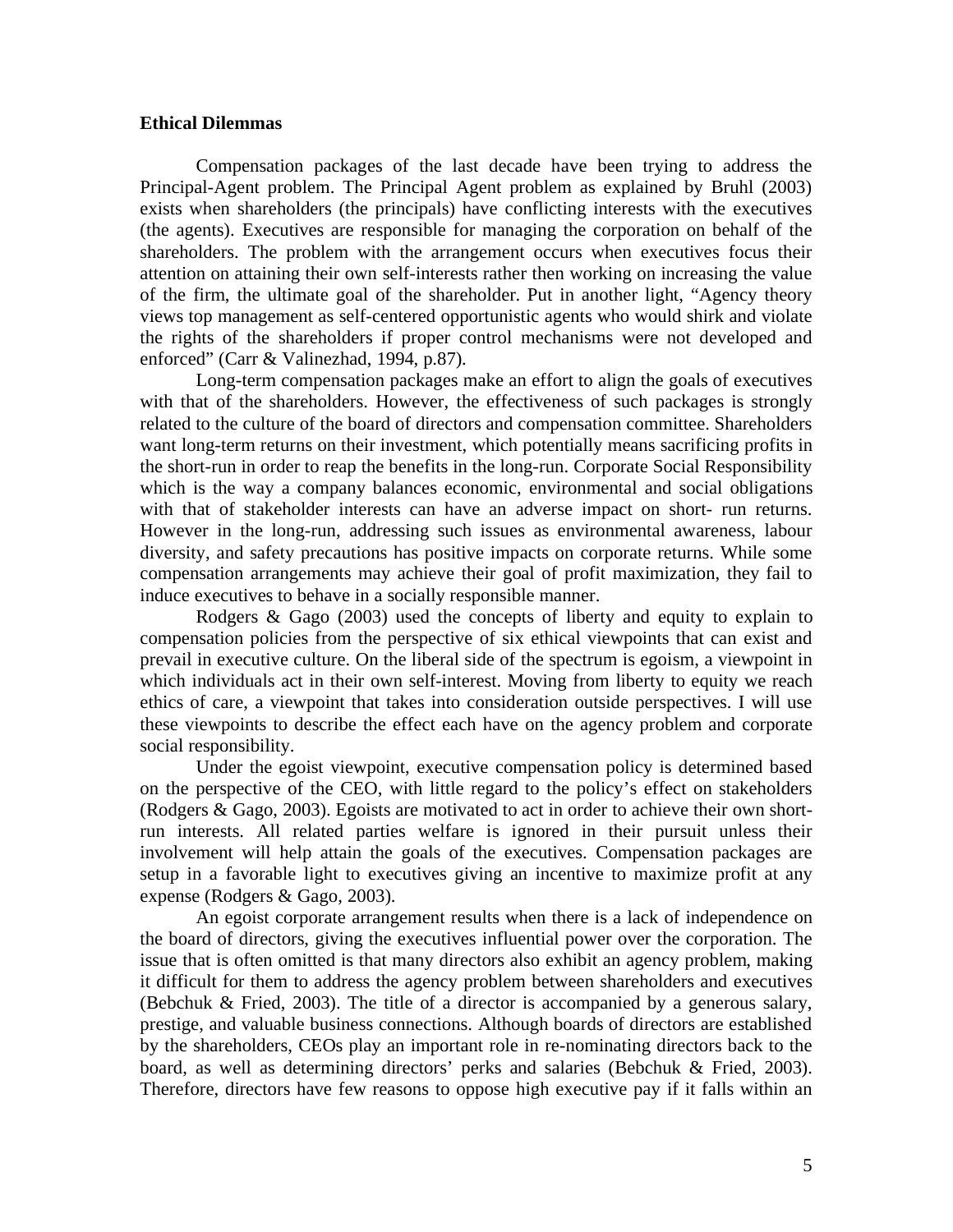**Ethical Dilemmas**

Compensation packages of the last decade have been trying to address the Principal-Agent problem. The Principal Agent problem as explained by Bruhl (2003) exists when shareholders (the principals) have conflicting interests with the executives (the agents). Executives are responsible for managing the corporation on behalf of the shareholders. The problem with the arrangement occurs when executives focus their attention on attaining their own self-interests rather then working on increasing the value of the firm, the ultimate goal of the shareholder. Put in another light, "Agency theory views top management as self-centered opportunistic agents who would shirk and violate the rights of the shareholders if proper control mechanisms were not developed and enforced" (Carr & Valinezhad, 1994, p.87).

Long-term compensation packages make an effort to align the goals of executives with that of the shareholders. However, the effectiveness of such packages is strongly related to the culture of the board of directors and compensation committee. Shareholders want long-term returns on their investment, which potentially means sacrificing profits in the short-run in order to reap the benefits in the long-run. Corporate Social Responsibility which is the way a company balances economic, environmental and social obligations with that of stakeholder interests can have an adverse impact on short- run returns. However in the long-run, addressing such issues as environmental awareness, labour diversity, and safety precautions has positive impacts on corporate returns. While some compensation arrangements may achieve their goal of profit maximization, they fail to induce executives to behave in a socially responsible manner.

Rodgers & Gago (2003) used the concepts of liberty and equity to explain to compensation policies from the perspective of six ethical viewpoints that can exist and prevail in executive culture. On the liberal side of the spectrum is egoism, a viewpoint in which individuals act in their own self-interest. Moving from liberty to equity we reach ethics of care, a viewpoint that takes into consideration outside perspectives. I will use these viewpoints to describe the effect each have on the agency problem and corporate social responsibility.

Under the egoist viewpoint, executive compensation policy is determined based on the perspective of the CEO, with little regard to the policy's effect on stakeholders (Rodgers & Gago, 2003). Egoists are motivated to act in order to achieve their own short-run interests. All related parties welfare is ignored in their pursuit unless their involvement will help attain the goals of the executives. Compensation packages are setup in a favorable light to executives giving an incentive to maximize profit at any expense (Rodgers & Gago, 2003).

An egoist corporate arrangement results when there is a lack of independence on the board of directors, giving the executives influential power over the corporation. The issue that is often omitted is that many directors also exhibit an agency problem, making it difficult for them to address the agency problem between shareholders and executives (Bebchuk & Fried, 2003). The title of a director is accompanied by a generous salary, prestige, and valuable business connections. Although boards of directors are established by the shareholders, CEOs play an important role in re-nominating directors back to the board, as well as determining directors' perks and salaries (Bebchuk & Fried, 2003). Therefore, directors have few reasons to oppose high executive pay if it falls within an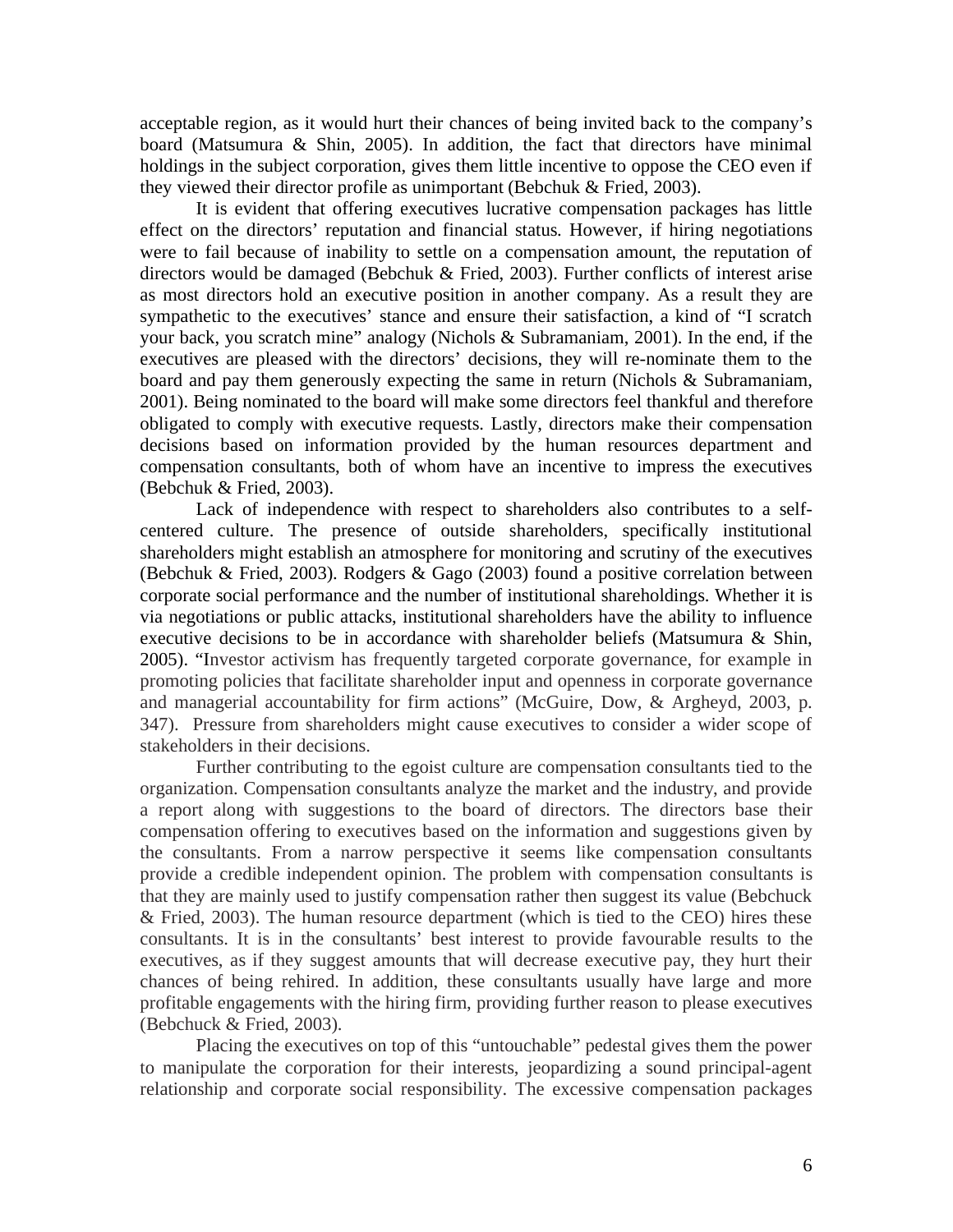acceptable region, as it would hurt their chances of being invited back to the company's board (Matsumura & Shin, 2005). In addition, the fact that directors have minimal holdings in the subject corporation, gives them little incentive to oppose the CEO even if they viewed their director profile as unimportant (Bebchuk & Fried, 2003).

It is evident that offering executives lucrative compensation packages has little effect on the directors' reputation and financial status. However, if hiring negotiations were to fail because of inability to settle on a compensation amount, the reputation of directors would be damaged (Bebchuk & Fried, 2003). Further conflicts of interest arise as most directors hold an executive position in another company. As a result they are sympathetic to the executives' stance and ensure their satisfaction, a kind of "I scratch your back, you scratch mine" analogy (Nichols & Subramaniam, 2001). In the end, if the executives are pleased with the directors' decisions, they will re-nominate them to the board and pay them generously expecting the same in return (Nichols & Subramaniam, 2001). Being nominated to the board will make some directors feel thankful and therefore obligated to comply with executive requests. Lastly, directors make their compensation decisions based on information provided by the human resources department and compensation consultants, both of whom have an incentive to impress the executives (Bebchuk & Fried, 2003).

Lack of independence with respect to shareholders also contributes to a self-centered culture. The presence of outside shareholders, specifically institutional shareholders might establish an atmosphere for monitoring and scrutiny of the executives (Bebchuk & Fried, 2003). Rodgers & Gago (2003) found a positive correlation between corporate social performance and the number of institutional shareholdings. Whether it is via negotiations or public attacks, institutional shareholders have the ability to influence executive decisions to be in accordance with shareholder beliefs (Matsumura & Shin, 2005). "Investor activism has frequently targeted corporate governance, for example in promoting policies that facilitate shareholder input and openness in corporate governance and managerial accountability for firm actions" (McGuire, Dow, & Argheyd, 2003, p. 347). Pressure from shareholders might cause executives to consider a wider scope of stakeholders in their decisions.

Further contributing to the egoist culture are compensation consultants tied to the organization. Compensation consultants analyze the market and the industry, and provide a report along with suggestions to the board of directors. The directors base their compensation offering to executives based on the information and suggestions given by the consultants. From a narrow perspective it seems like compensation consultants provide a credible independent opinion. The problem with compensation consultants is that they are mainly used to justify compensation rather then suggest its value (Bebchuck & Fried, 2003). The human resource department (which is tied to the CEO) hires these consultants. It is in the consultants' best interest to provide favourable results to the executives, as if they suggest amounts that will decrease executive pay, they hurt their chances of being rehired. In addition, these consultants usually have large and more profitable engagements with the hiring firm, providing further reason to please executives (Bebchuck & Fried, 2003).

Placing the executives on top of this "untouchable" pedestal gives them the power to manipulate the corporation for their interests, jeopardizing a sound principal-agent relationship and corporate social responsibility. The excessive compensation packages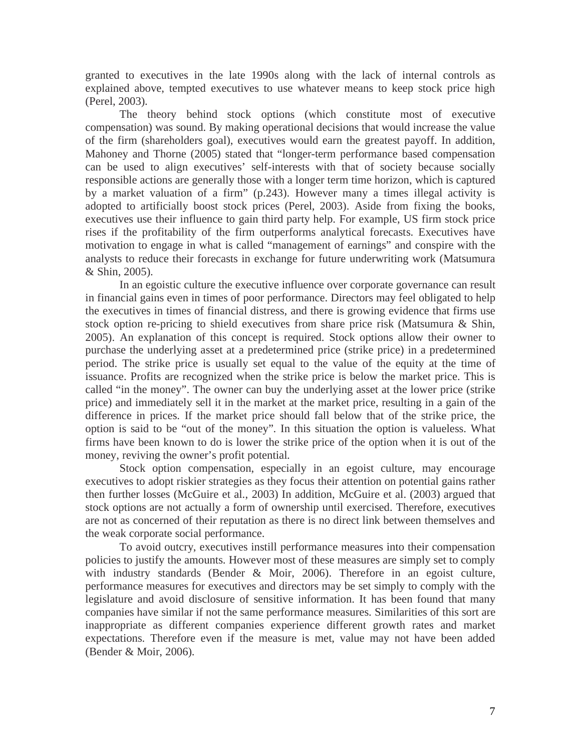granted to executives in the late 1990s along with the lack of internal controls as explained above, tempted executives to use whatever means to keep stock price high (Perel, 2003).

The theory behind stock options (which constitute most of executive compensation) was sound. By making operational decisions that would increase the value of the firm (shareholders goal), executives would earn the greatest payoff. In addition, Mahoney and Thorne (2005) stated that "longer-term performance based compensation can be used to align executives' self-interests with that of society because socially responsible actions are generally those with a longer term time horizon, which is captured by a market valuation of a firm" (p.243). However many a times illegal activity is adopted to artificially boost stock prices (Perel, 2003). Aside from fixing the books, executives use their influence to gain third party help. For example, US firm stock price rises if the profitability of the firm outperforms analytical forecasts. Executives have motivation to engage in what is called "management of earnings" and conspire with the analysts to reduce their forecasts in exchange for future underwriting work (Matsumura & Shin, 2005).

In an egoistic culture the executive influence over corporate governance can result in financial gains even in times of poor performance. Directors may feel obligated to help the executives in times of financial distress, and there is growing evidence that firms use stock option re-pricing to shield executives from share price risk (Matsumura & Shin, 2005). An explanation of this concept is required. Stock options allow their owner to purchase the underlying asset at a predetermined price (strike price) in a predetermined period. The strike price is usually set equal to the value of the equity at the time of issuance. Profits are recognized when the strike price is below the market price. This is called "in the money". The owner can buy the underlying asset at the lower price (strike price) and immediately sell it in the market at the market price, resulting in a gain of the difference in prices. If the market price should fall below that of the strike price, the option is said to be "out of the money". In this situation the option is valueless. What firms have been known to do is lower the strike price of the option when it is out of the money, reviving the owner's profit potential.

Stock option compensation, especially in an egoist culture, may encourage executives to adopt riskier strategies as they focus their attention on potential gains rather then further losses (McGuire et al., 2003) In addition, McGuire et al. (2003) argued that stock options are not actually a form of ownership until exercised. Therefore, executives are not as concerned of their reputation as there is no direct link between themselves and the weak corporate social performance.

To avoid outcry, executives instill performance measures into their compensation policies to justify the amounts. However most of these measures are simply set to comply with industry standards (Bender & Moir, 2006). Therefore in an egoist culture, performance measures for executives and directors may be set simply to comply with the legislature and avoid disclosure of sensitive information. It has been found that many companies have similar if not the same performance measures. Similarities of this sort are inappropriate as different companies experience different growth rates and market expectations. Therefore even if the measure is met, value may not have been added (Bender & Moir, 2006).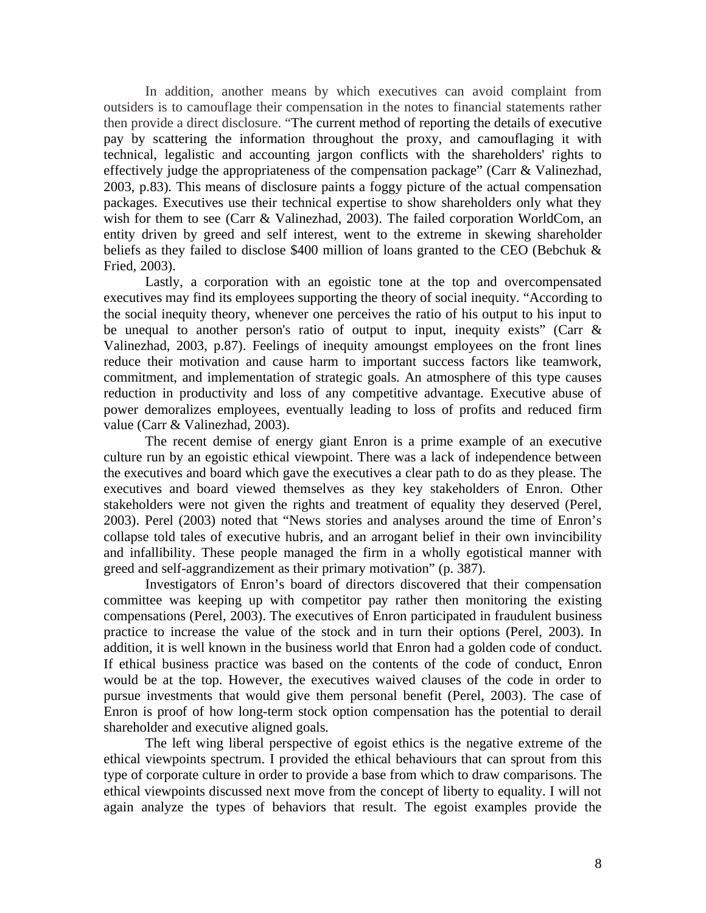In addition, another means by which executives can avoid complaint from outsiders is to camouflage their compensation in the notes to financial statements rather then provide a direct disclosure. "The current method of reporting the details of executive pay by scattering the information throughout the proxy, and camouflaging it with technical, legalistic and accounting jargon conflicts with the shareholders' rights to effectively judge the appropriateness of the compensation package" (Carr & Valinezhad, 2003, p.83). This means of disclosure paints a foggy picture of the actual compensation packages. Executives use their technical expertise to show shareholders only what they wish for them to see (Carr & Valinezhad, 2003). The failed corporation WorldCom, an entity driven by greed and self interest, went to the extreme in skewing shareholder beliefs as they failed to disclose $400 million of loans granted to the CEO (Bebchuk & Fried, 2003).

Lastly, a corporation with an egoistic tone at the top and overcompensated executives may find its employees supporting the theory of social inequity. "According to the social inequity theory, whenever one perceives the ratio of his output to his input to be unequal to another person's ratio of output to input, inequity exists" (Carr & Valinezhad, 2003, p.87). Feelings of inequity amoungst employees on the front lines reduce their motivation and cause harm to important success factors like teamwork, commitment, and implementation of strategic goals. An atmosphere of this type causes reduction in productivity and loss of any competitive advantage. Executive abuse of power demoralizes employees, eventually leading to loss of profits and reduced firm value (Carr & Valinezhad, 2003).

The recent demise of energy giant Enron is a prime example of an executive culture run by an egoistic ethical viewpoint. There was a lack of independence between the executives and board which gave the executives a clear path to do as they please. The executives and board viewed themselves as they key stakeholders of Enron. Other stakeholders were not given the rights and treatment of equality they deserved (Perel, 2003). Perel (2003) noted that "News stories and analyses around the time of Enron's collapse told tales of executive hubris, and an arrogant belief in their own invincibility and infallibility. These people managed the firm in a wholly egotistical manner with greed and self-aggrandizement as their primary motivation" (p. 387).

Investigators of Enron's board of directors discovered that their compensation committee was keeping up with competitor pay rather then monitoring the existing compensations (Perel, 2003). The executives of Enron participated in fraudulent business practice to increase the value of the stock and in turn their options (Perel, 2003). In addition, it is well known in the business world that Enron had a golden code of conduct. If ethical business practice was based on the contents of the code of conduct, Enron would be at the top. However, the executives waived clauses of the code in order to pursue investments that would give them personal benefit (Perel, 2003). The case of Enron is proof of how long-term stock option compensation has the potential to derail shareholder and executive aligned goals.

The left wing liberal perspective of egoist ethics is the negative extreme of the ethical viewpoints spectrum. I provided the ethical behaviours that can sprout from this type of corporate culture in order to provide a base from which to draw comparisons. The ethical viewpoints discussed next move from the concept of liberty to equality. I will not again analyze the types of behaviors that result. The egoist examples provide the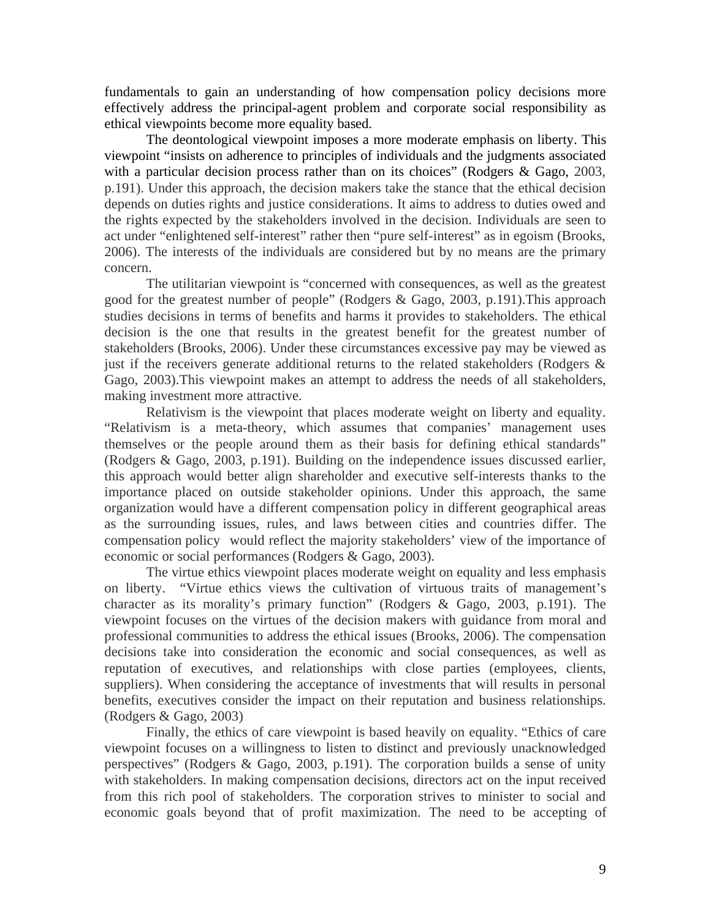fundamentals to gain an understanding of how compensation policy decisions more effectively address the principal-agent problem and corporate social responsibility as ethical viewpoints become more equality based.

The deontological viewpoint imposes a more moderate emphasis on liberty. This viewpoint "insists on adherence to principles of individuals and the judgments associated with a particular decision process rather than on its choices" (Rodgers & Gago, 2003, p.191). Under this approach, the decision makers take the stance that the ethical decision depends on duties rights and justice considerations. It aims to address to duties owed and the rights expected by the stakeholders involved in the decision. Individuals are seen to act under "enlightened self-interest" rather then "pure self-interest" as in egoism (Brooks, 2006). The interests of the individuals are considered but by no means are the primary concern.

The utilitarian viewpoint is "concerned with consequences, as well as the greatest good for the greatest number of people" (Rodgers & Gago, 2003, p.191).This approach studies decisions in terms of benefits and harms it provides to stakeholders. The ethical decision is the one that results in the greatest benefit for the greatest number of stakeholders (Brooks, 2006). Under these circumstances excessive pay may be viewed as just if the receivers generate additional returns to the related stakeholders (Rodgers & Gago, 2003).This viewpoint makes an attempt to address the needs of all stakeholders, making investment more attractive.

Relativism is the viewpoint that places moderate weight on liberty and equality. "Relativism is a meta-theory, which assumes that companies' management uses themselves or the people around them as their basis for defining ethical standards" (Rodgers & Gago, 2003, p.191). Building on the independence issues discussed earlier, this approach would better align shareholder and executive self-interests thanks to the importance placed on outside stakeholder opinions. Under this approach, the same organization would have a different compensation policy in different geographical areas as the surrounding issues, rules, and laws between cities and countries differ. The compensation policy would reflect the majority stakeholders' view of the importance of economic or social performances (Rodgers & Gago, 2003).

The virtue ethics viewpoint places moderate weight on equality and less emphasis on liberty. "Virtue ethics views the cultivation of virtuous traits of management's character as its morality's primary function" (Rodgers & Gago, 2003, p.191). The viewpoint focuses on the virtues of the decision makers with guidance from moral and professional communities to address the ethical issues (Brooks, 2006). The compensation decisions take into consideration the economic and social consequences, as well as reputation of executives, and relationships with close parties (employees, clients, suppliers). When considering the acceptance of investments that will results in personal benefits, executives consider the impact on their reputation and business relationships. (Rodgers & Gago, 2003)

Finally, the ethics of care viewpoint is based heavily on equality. "Ethics of care viewpoint focuses on a willingness to listen to distinct and previously unacknowledged perspectives" (Rodgers & Gago, 2003, p.191). The corporation builds a sense of unity with stakeholders. In making compensation decisions, directors act on the input received from this rich pool of stakeholders. The corporation strives to minister to social and economic goals beyond that of profit maximization. The need to be accepting of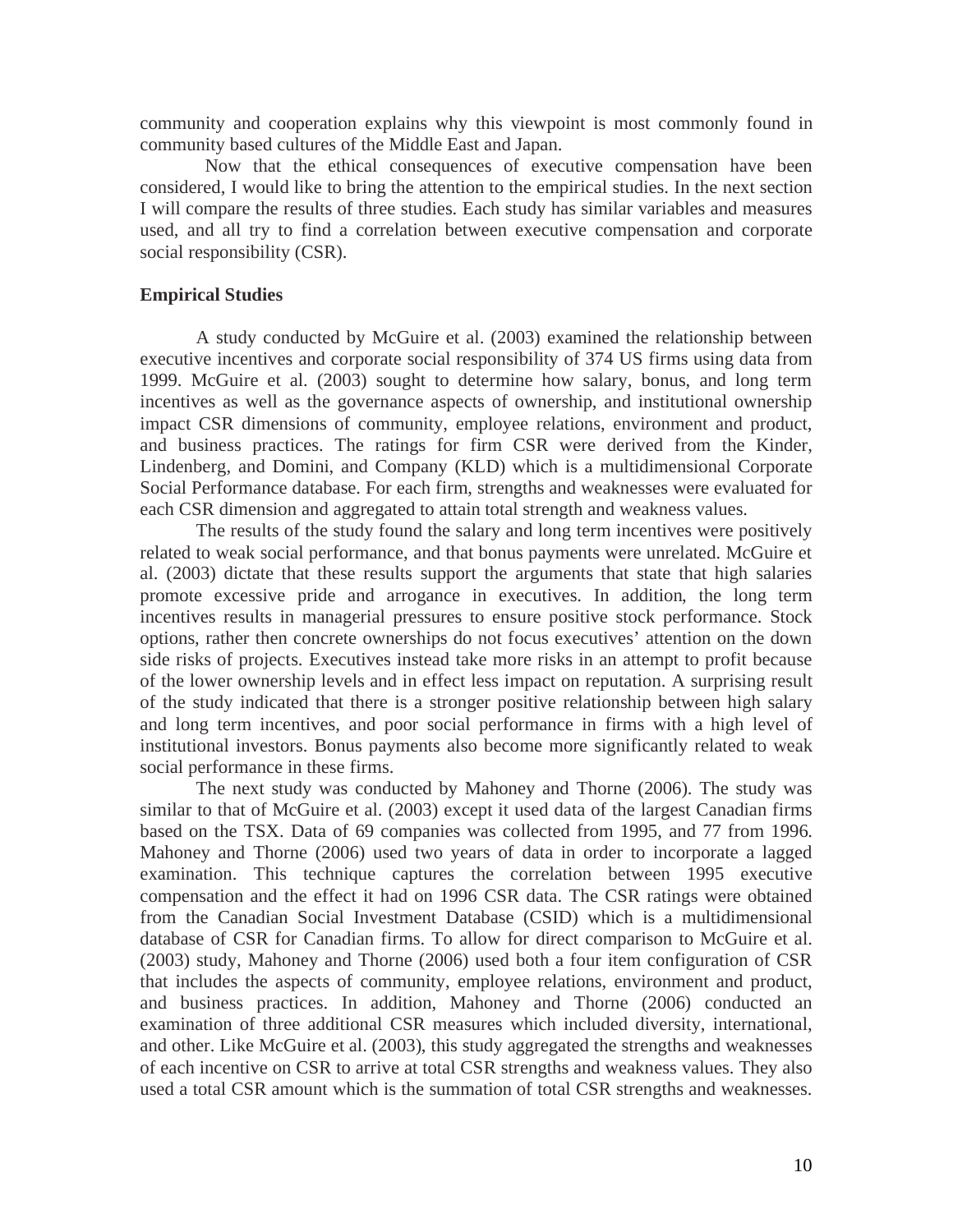community and cooperation explains why this viewpoint is most commonly found in community based cultures of the Middle East and Japan.

Now that the ethical consequences of executive compensation have been considered, I would like to bring the attention to the empirical studies. In the next section I will compare the results of three studies. Each study has similar variables and measures used, and all try to find a correlation between executive compensation and corporate social responsibility (CSR).

## Empirical Studies

A study conducted by McGuire et al. (2003) examined the relationship between executive incentives and corporate social responsibility of 374 US firms using data from 1999. McGuire et al. (2003) sought to determine how salary, bonus, and long term incentives as well as the governance aspects of ownership, and institutional ownership impact CSR dimensions of community, employee relations, environment and product, and business practices. The ratings for firm CSR were derived from the Kinder, Lindenberg, and Domini, and Company (KLD) which is a multidimensional Corporate Social Performance database. For each firm, strengths and weaknesses were evaluated for each CSR dimension and aggregated to attain total strength and weakness values.

The results of the study found the salary and long term incentives were positively related to weak social performance, and that bonus payments were unrelated. McGuire et al. (2003) dictate that these results support the arguments that state that high salaries promote excessive pride and arrogance in executives. In addition, the long term incentives results in managerial pressures to ensure positive stock performance. Stock options, rather then concrete ownerships do not focus executives' attention on the down side risks of projects. Executives instead take more risks in an attempt to profit because of the lower ownership levels and in effect less impact on reputation. A surprising result of the study indicated that there is a stronger positive relationship between high salary and long term incentives, and poor social performance in firms with a high level of institutional investors. Bonus payments also become more significantly related to weak social performance in these firms.

The next study was conducted by Mahoney and Thorne (2006). The study was similar to that of McGuire et al. (2003) except it used data of the largest Canadian firms based on the TSX. Data of 69 companies was collected from 1995, and 77 from 1996. Mahoney and Thorne (2006) used two years of data in order to incorporate a lagged examination. This technique captures the correlation between 1995 executive compensation and the effect it had on 1996 CSR data. The CSR ratings were obtained from the Canadian Social Investment Database (CSID) which is a multidimensional database of CSR for Canadian firms. To allow for direct comparison to McGuire et al. (2003) study, Mahoney and Thorne (2006) used both a four item configuration of CSR that includes the aspects of community, employee relations, environment and product, and business practices. In addition, Mahoney and Thorne (2006) conducted an examination of three additional CSR measures which included diversity, international, and other. Like McGuire et al. (2003), this study aggregated the strengths and weaknesses of each incentive on CSR to arrive at total CSR strengths and weakness values. They also used a total CSR amount which is the summation of total CSR strengths and weaknesses.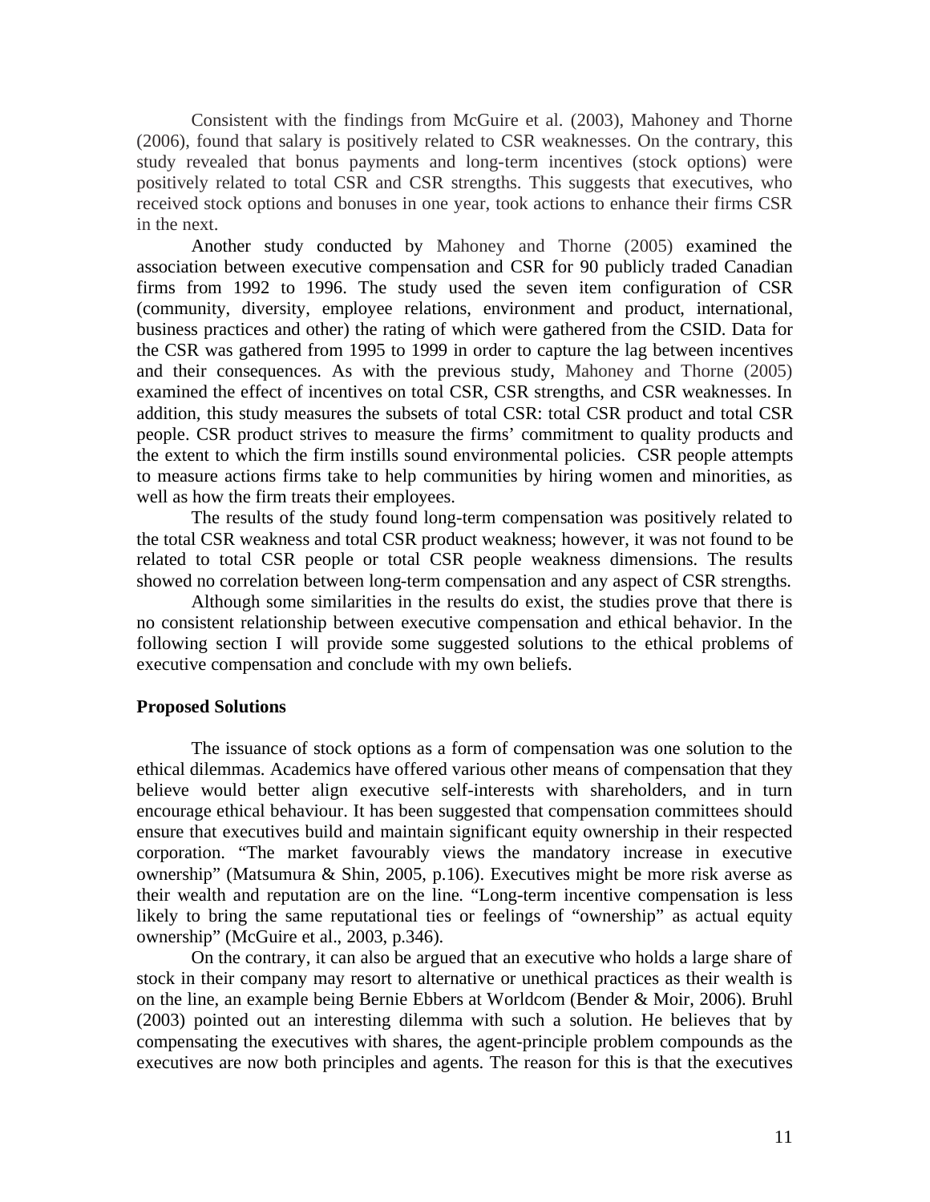Consistent with the findings from McGuire et al. (2003), Mahoney and Thorne (2006), found that salary is positively related to CSR weaknesses. On the contrary, this study revealed that bonus payments and long-term incentives (stock options) were positively related to total CSR and CSR strengths. This suggests that executives, who received stock options and bonuses in one year, took actions to enhance their firms CSR in the next.

Another study conducted by Mahoney and Thorne (2005) examined the association between executive compensation and CSR for 90 publicly traded Canadian firms from 1992 to 1996. The study used the seven item configuration of CSR (community, diversity, employee relations, environment and product, international, business practices and other) the rating of which were gathered from the CSID. Data for the CSR was gathered from 1995 to 1999 in order to capture the lag between incentives and their consequences. As with the previous study, Mahoney and Thorne (2005) examined the effect of incentives on total CSR, CSR strengths, and CSR weaknesses. In addition, this study measures the subsets of total CSR: total CSR product and total CSR people. CSR product strives to measure the firms' commitment to quality products and the extent to which the firm instills sound environmental policies. CSR people attempts to measure actions firms take to help communities by hiring women and minorities, as well as how the firm treats their employees.

The results of the study found long-term compensation was positively related to the total CSR weakness and total CSR product weakness; however, it was not found to be related to total CSR people or total CSR people weakness dimensions. The results showed no correlation between long-term compensation and any aspect of CSR strengths.

Although some similarities in the results do exist, the studies prove that there is no consistent relationship between executive compensation and ethical behavior. In the following section I will provide some suggested solutions to the ethical problems of executive compensation and conclude with my own beliefs.

**Proposed Solutions**

The issuance of stock options as a form of compensation was one solution to the ethical dilemmas. Academics have offered various other means of compensation that they believe would better align executive self-interests with shareholders, and in turn encourage ethical behaviour. It has been suggested that compensation committees should ensure that executives build and maintain significant equity ownership in their respected corporation. "The market favourably views the mandatory increase in executive ownership" (Matsumura & Shin, 2005, p.106). Executives might be more risk averse as their wealth and reputation are on the line. "Long-term incentive compensation is less likely to bring the same reputational ties or feelings of "ownership" as actual equity ownership" (McGuire et al., 2003, p.346).

On the contrary, it can also be argued that an executive who holds a large share of stock in their company may resort to alternative or unethical practices as their wealth is on the line, an example being Bernie Ebbers at Worldcom (Bender & Moir, 2006). Bruhl (2003) pointed out an interesting dilemma with such a solution. He believes that by compensating the executives with shares, the agent-principle problem compounds as the executives are now both principles and agents. The reason for this is that the executives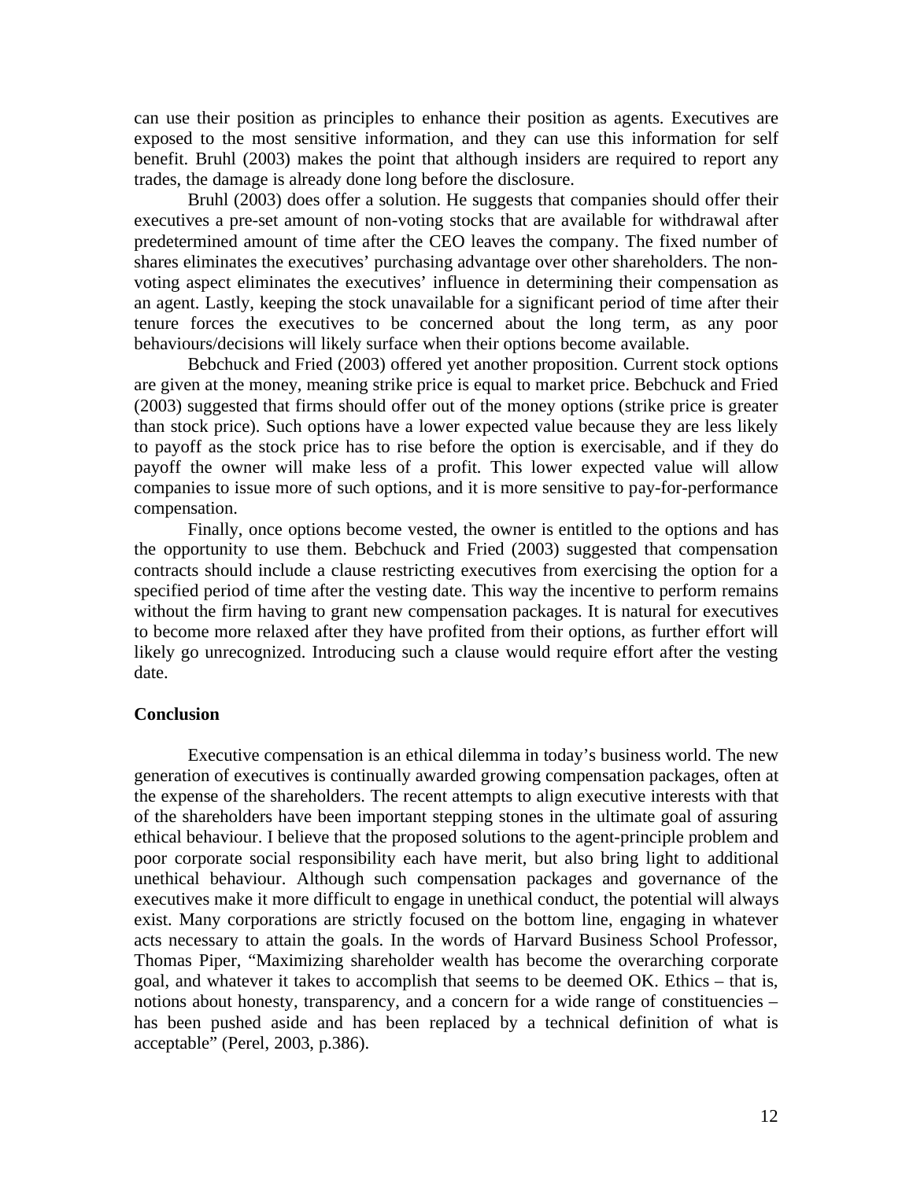can use their position as principles to enhance their position as agents. Executives are exposed to the most sensitive information, and they can use this information for self benefit. Bruhl (2003) makes the point that although insiders are required to report any trades, the damage is already done long before the disclosure.

Bruhl (2003) does offer a solution. He suggests that companies should offer their executives a pre-set amount of non-voting stocks that are available for withdrawal after predetermined amount of time after the CEO leaves the company. The fixed number of shares eliminates the executives' purchasing advantage over other shareholders. The non-voting aspect eliminates the executives' influence in determining their compensation as an agent. Lastly, keeping the stock unavailable for a significant period of time after their tenure forces the executives to be concerned about the long term, as any poor behaviours/decisions will likely surface when their options become available.

Bebchuck and Fried (2003) offered yet another proposition. Current stock options are given at the money, meaning strike price is equal to market price. Bebchuck and Fried (2003) suggested that firms should offer out of the money options (strike price is greater than stock price). Such options have a lower expected value because they are less likely to payoff as the stock price has to rise before the option is exercisable, and if they do payoff the owner will make less of a profit. This lower expected value will allow companies to issue more of such options, and it is more sensitive to pay-for-performance compensation.

Finally, once options become vested, the owner is entitled to the options and has the opportunity to use them. Bebchuck and Fried (2003) suggested that compensation contracts should include a clause restricting executives from exercising the option for a specified period of time after the vesting date. This way the incentive to perform remains without the firm having to grant new compensation packages. It is natural for executives to become more relaxed after they have profited from their options, as further effort will likely go unrecognized. Introducing such a clause would require effort after the vesting date.

## Conclusion

Executive compensation is an ethical dilemma in today's business world. The new generation of executives is continually awarded growing compensation packages, often at the expense of the shareholders. The recent attempts to align executive interests with that of the shareholders have been important stepping stones in the ultimate goal of assuring ethical behaviour. I believe that the proposed solutions to the agent-principle problem and poor corporate social responsibility each have merit, but also bring light to additional unethical behaviour. Although such compensation packages and governance of the executives make it more difficult to engage in unethical conduct, the potential will always exist. Many corporations are strictly focused on the bottom line, engaging in whatever acts necessary to attain the goals. In the words of Harvard Business School Professor, Thomas Piper, "Maximizing shareholder wealth has become the overarching corporate goal, and whatever it takes to accomplish that seems to be deemed OK. Ethics – that is, notions about honesty, transparency, and a concern for a wide range of constituencies – has been pushed aside and has been replaced by a technical definition of what is acceptable" (Perel, 2003, p.386).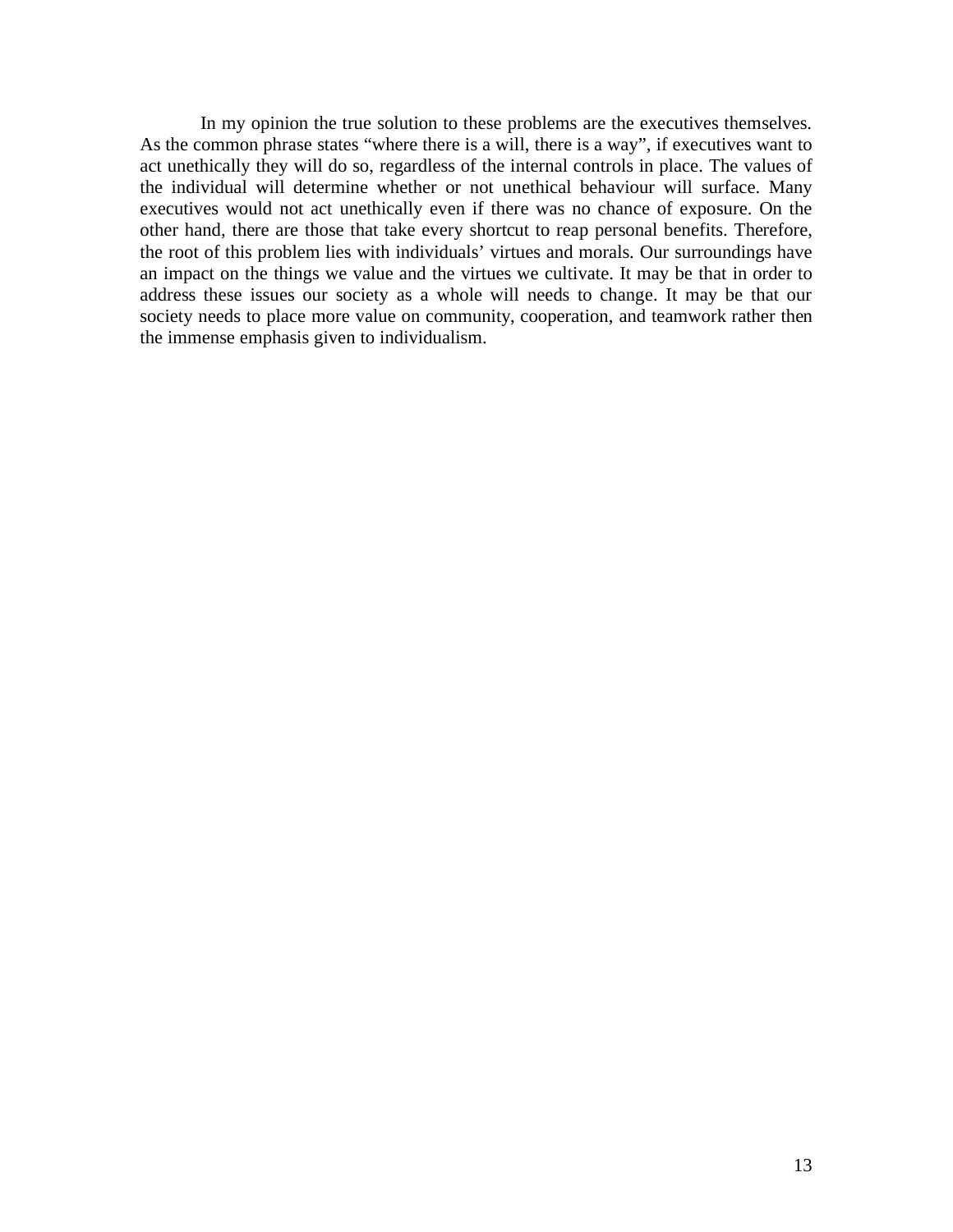In my opinion the true solution to these problems are the executives themselves. As the common phrase states "where there is a will, there is a way", if executives want to act unethically they will do so, regardless of the internal controls in place. The values of the individual will determine whether or not unethical behaviour will surface. Many executives would not act unethically even if there was no chance of exposure. On the other hand, there are those that take every shortcut to reap personal benefits. Therefore, the root of this problem lies with individuals' virtues and morals. Our surroundings have an impact on the things we value and the virtues we cultivate. It may be that in order to address these issues our society as a whole will needs to change. It may be that our society needs to place more value on community, cooperation, and teamwork rather then the immense emphasis given to individualism.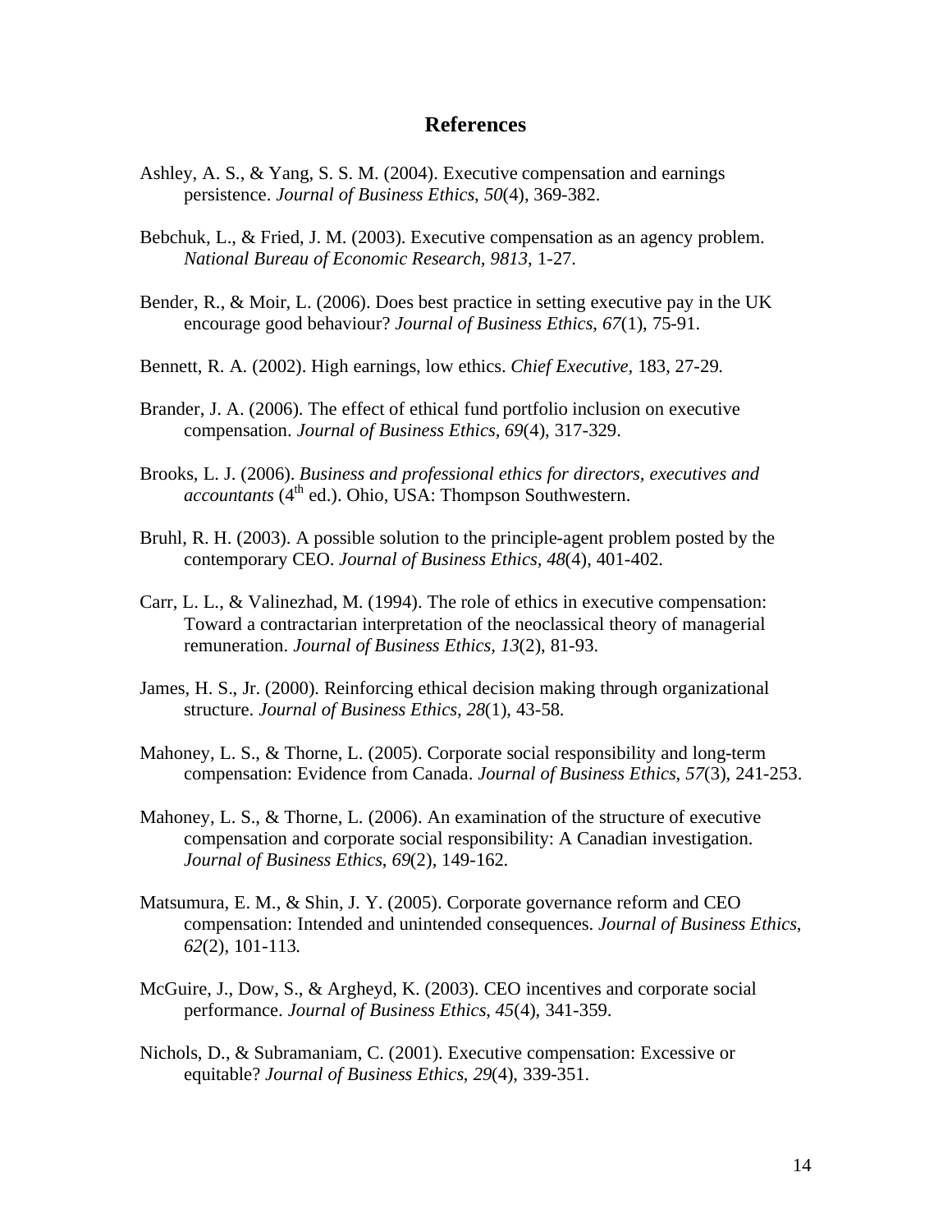## References

Ashley, A. S., & Yang, S. S. M. (2004). Executive compensation and earnings persistence. *Journal of Business Ethics*, *50*(4), 369-382.

Bebchuk, L., & Fried, J. M. (2003). Executive compensation as an agency problem. *National Bureau of Economic Research, 9813*, 1-27.

Bender, R., & Moir, L. (2006). Does best practice in setting executive pay in the UK encourage good behaviour? *Journal of Business Ethics*, *67*(1), 75-91.

Bennett, R. A. (2002). High earnings, low ethics. *Chief Executive,* 183, 27-29.

Brander, J. A. (2006). The effect of ethical fund portfolio inclusion on executive compensation. *Journal of Business Ethics*, *69*(4), 317-329.

Brooks, L. J. (2006). *Business and professional ethics for directors, executives and accountants* (4th ed.). Ohio, USA: Thompson Southwestern.

Bruhl, R. H. (2003). A possible solution to the principle-agent problem posted by the contemporary CEO. *Journal of Business Ethics*, *48*(4), 401-402.

Carr, L. L., & Valinezhad, M. (1994). The role of ethics in executive compensation: Toward a contractarian interpretation of the neoclassical theory of managerial remuneration. *Journal of Business Ethics, 13*(2), 81-93.

James, H. S., Jr. (2000). Reinforcing ethical decision making through organizational structure. *Journal of Business Ethics, 28*(1), 43-58.

Mahoney, L. S., & Thorne, L. (2005). Corporate social responsibility and long-term compensation: Evidence from Canada. *Journal of Business Ethics, 57*(3), 241-253.

Mahoney, L. S., & Thorne, L. (2006). An examination of the structure of executive compensation and corporate social responsibility: A Canadian investigation. *Journal of Business Ethics*, *69*(2), 149-162.

Matsumura, E. M., & Shin, J. Y. (2005). Corporate governance reform and CEO compensation: Intended and unintended consequences. *Journal of Business Ethics*, *62*(2), 101-113.

McGuire, J., Dow, S., & Argheyd, K. (2003). CEO incentives and corporate social performance. *Journal of Business Ethics*, *45*(4), 341-359.

Nichols, D., & Subramaniam, C. (2001). Executive compensation: Excessive or equitable? *Journal of Business Ethics*, *29*(4), 339-351.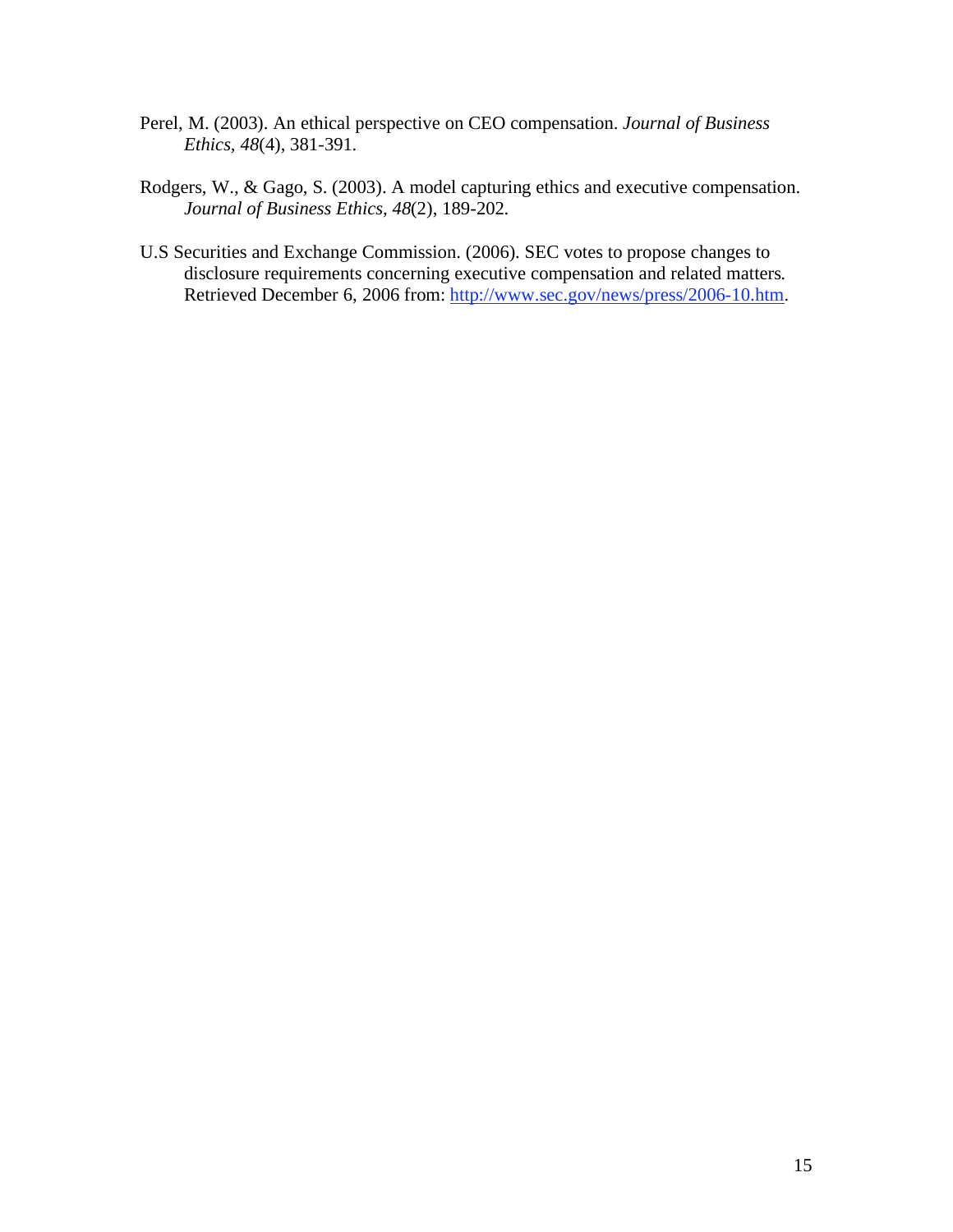Perel, M. (2003). An ethical perspective on CEO compensation. *Journal of Business Ethics, 48*(4), 381-391.

Rodgers, W., & Gago, S. (2003). A model capturing ethics and executive compensation. *Journal of Business Ethics, 48*(2), 189-202.

U.S Securities and Exchange Commission. (2006). SEC votes to propose changes to disclosure requirements concerning executive compensation and related matters. Retrieved December 6, 2006 from: http://www.sec.gov/news/press/2006-10.htm.